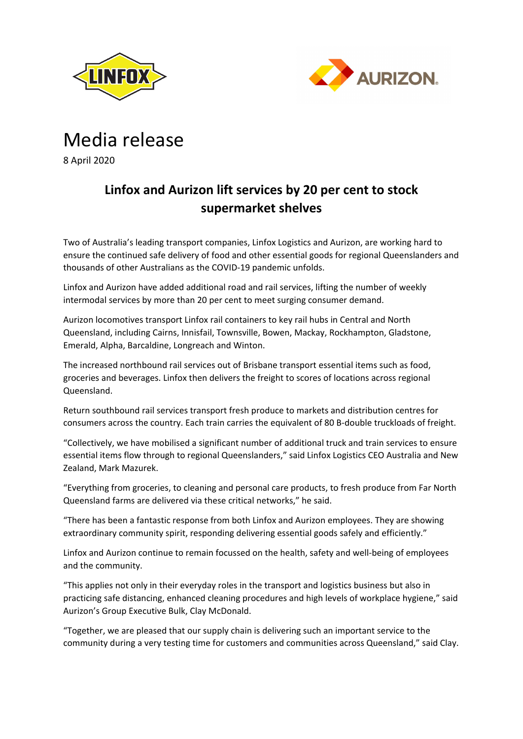# Media release

8 April 2020

## Linfox and Aurizon lift services by 20 per cent to stock supermarket shelves

Two of Australia's leading transport companies, Linfox Logistics and Aurizon, are working hard to ensure the continued safe delivery of food and other essential goods for regional Queenslanders and thousands of other Australians as the COVID-19 pandemic unfolds.

Linfox and Aurizon have added additional road and rail services, lifting the number of weekly intermodal services by more than 20 per cent to meet surging consumer demand.

Aurizon locomotives transport Linfox rail containers to key rail hubs in Central and North Queensland, including Cairns, Innisfail, Townsville, Bowen, Mackay, Rockhampton, Gladstone, Emerald, Alpha, Barcaldine, Longreach and Winton.

The increased northbound rail services out of Brisbane transport essential items such as food, groceries and beverages. Linfox then delivers the freight to scores of locations across regional Queensland.

Return southbound rail services transport fresh produce to markets and distribution centres for consumers across the country. Each train carries the equivalent of 80 B-double truckloads of freight.

"Collectively, we have mobilised a significant number of additional truck and train services to ensure essential items flow through to regional Queenslanders," said Linfox Logistics CEO Australia and New Zealand, Mark Mazurek.

"Everything from groceries, to cleaning and personal care products, to fresh produce from Far North Queensland farms are delivered via these critical networks," he said.

"There has been a fantastic response from both Linfox and Aurizon employees. They are showing extraordinary community spirit, responding delivering essential goods safely and efficiently."

Linfox and Aurizon continue to remain focussed on the health, safety and well-being of employees and the community.

"This applies not only in their everyday roles in the transport and logistics business but also in practicing safe distancing, enhanced cleaning procedures and high levels of workplace hygiene," said Aurizon's Group Executive Bulk, Clay McDonald.

"Together, we are pleased that our supply chain is delivering such an important service to the community during a very testing time for customers and communities across Queensland," said Clay.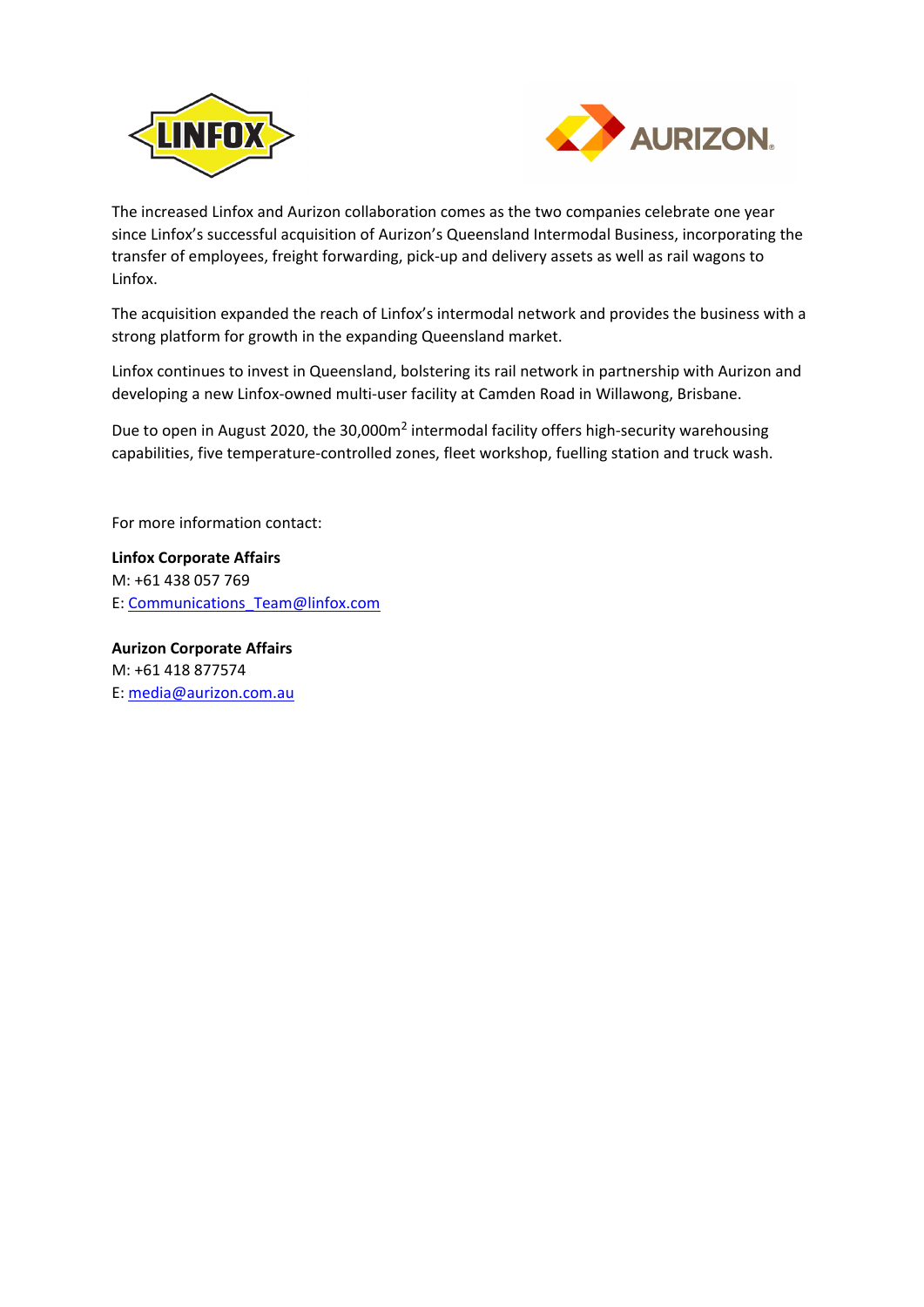The increased Linfox and Aurizon collaboration comes as the two companies celebrate one year since Linfox's successful acquisition of Aurizon's Queensland Intermodal Business, incorporating the transfer of employees, freight forwarding, pick-up and delivery assets as well as rail wagons to Linfox.

The acquisition expanded the reach of Linfox's intermodal network and provides the business with a strong platform for growth in the expanding Queensland market.

Linfox continues to invest in Queensland, bolstering its rail network in partnership with Aurizon and developing a new Linfox-owned multi-user facility at Camden Road in Willawong, Brisbane.

Due to open in August 2020, the 30,000m$^2$ intermodal facility offers high-security warehousing capabilities, five temperature-controlled zones, fleet workshop, fuelling station and truck wash.

For more information contact:

**Linfox Corporate Affairs**
M: +61 438 057 769
E: Communications_Team@linfox.com

**Aurizon Corporate Affairs**
M: +61 418 877574
E: media@aurizon.com.au